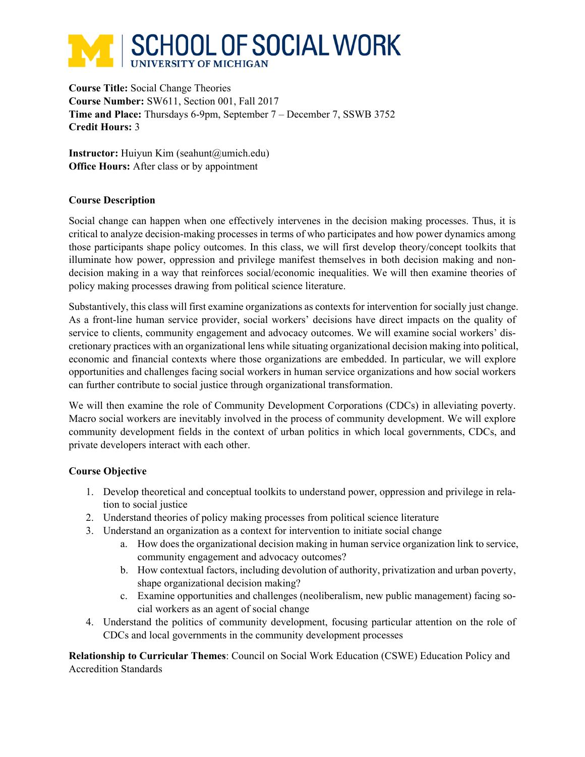# SCHOOL OF SOCIAL WORK
UNIVERSITY OF MICHIGAN

**Course Title:** Social Change Theories
**Course Number:** SW611, Section 001, Fall 2017
**Time and Place:** Thursdays 6-9pm, September 7 – December 7, SSWB 3752
**Credit Hours:** 3

**Instructor:** Huiyun Kim (seahunt@umich.edu)
**Office Hours:** After class or by appointment

**Course Description**

Social change can happen when one effectively intervenes in the decision making processes. Thus, it is critical to analyze decision-making processes in terms of who participates and how power dynamics among those participants shape policy outcomes. In this class, we will first develop theory/concept toolkits that illuminate how power, oppression and privilege manifest themselves in both decision making and non-decision making in a way that reinforces social/economic inequalities. We will then examine theories of policy making processes drawing from political science literature.

Substantively, this class will first examine organizations as contexts for intervention for socially just change. As a front-line human service provider, social workers' decisions have direct impacts on the quality of service to clients, community engagement and advocacy outcomes. We will examine social workers' discretionary practices with an organizational lens while situating organizational decision making into political, economic and financial contexts where those organizations are embedded. In particular, we will explore opportunities and challenges facing social workers in human service organizations and how social workers can further contribute to social justice through organizational transformation.

We will then examine the role of Community Development Corporations (CDCs) in alleviating poverty. Macro social workers are inevitably involved in the process of community development. We will explore community development fields in the context of urban politics in which local governments, CDCs, and private developers interact with each other.

**Course Objective**

1. Develop theoretical and conceptual toolkits to understand power, oppression and privilege in relation to social justice
2. Understand theories of policy making processes from political science literature
3. Understand an organization as a context for intervention to initiate social change
   a. How does the organizational decision making in human service organization link to service, community engagement and advocacy outcomes?
   b. How contextual factors, including devolution of authority, privatization and urban poverty, shape organizational decision making?
   c. Examine opportunities and challenges (neoliberalism, new public management) facing social workers as an agent of social change
4. Understand the politics of community development, focusing particular attention on the role of CDCs and local governments in the community development processes

**Relationship to Curricular Themes**: Council on Social Work Education (CSWE) Education Policy and Accredition Standards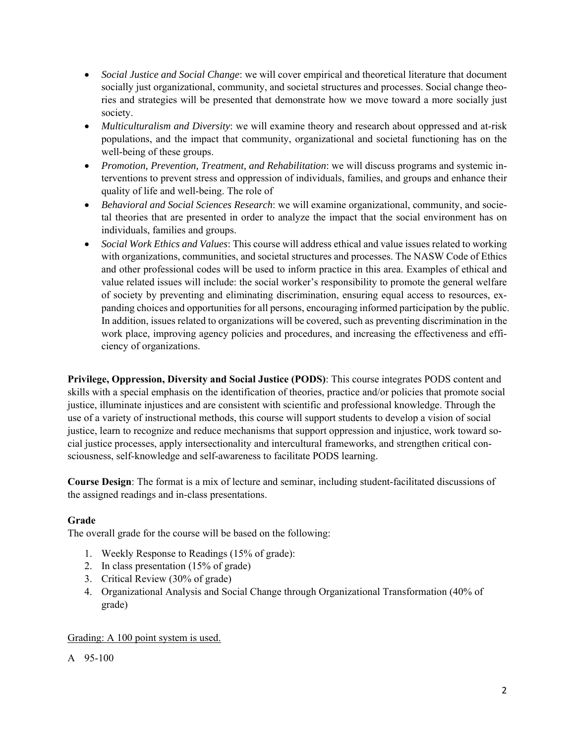- *Social Justice and Social Change*: we will cover empirical and theoretical literature that document socially just organizational, community, and societal structures and processes. Social change theories and strategies will be presented that demonstrate how we move toward a more socially just society.
- *Multiculturalism and Diversity*: we will examine theory and research about oppressed and at-risk populations, and the impact that community, organizational and societal functioning has on the well-being of these groups.
- *Promotion, Prevention, Treatment, and Rehabilitation*: we will discuss programs and systemic interventions to prevent stress and oppression of individuals, families, and groups and enhance their quality of life and well-being. The role of
- *Behavioral and Social Sciences Research*: we will examine organizational, community, and societal theories that are presented in order to analyze the impact that the social environment has on individuals, families and groups.
- *Social Work Ethics and Values*: This course will address ethical and value issues related to working with organizations, communities, and societal structures and processes. The NASW Code of Ethics and other professional codes will be used to inform practice in this area. Examples of ethical and value related issues will include: the social worker's responsibility to promote the general welfare of society by preventing and eliminating discrimination, ensuring equal access to resources, expanding choices and opportunities for all persons, encouraging informed participation by the public. In addition, issues related to organizations will be covered, such as preventing discrimination in the work place, improving agency policies and procedures, and increasing the effectiveness and efficiency of organizations.

**Privilege, Oppression, Diversity and Social Justice (PODS)**: This course integrates PODS content and skills with a special emphasis on the identification of theories, practice and/or policies that promote social justice, illuminate injustices and are consistent with scientific and professional knowledge. Through the use of a variety of instructional methods, this course will support students to develop a vision of social justice, learn to recognize and reduce mechanisms that support oppression and injustice, work toward social justice processes, apply intersectionality and intercultural frameworks, and strengthen critical consciousness, self-knowledge and self-awareness to facilitate PODS learning.

**Course Design**: The format is a mix of lecture and seminar, including student-facilitated discussions of the assigned readings and in-class presentations.

**Grade**

The overall grade for the course will be based on the following:

1. Weekly Response to Readings (15% of grade):
2. In class presentation (15% of grade)
3. Critical Review (30% of grade)
4. Organizational Analysis and Social Change through Organizational Transformation (40% of grade)

<u>Grading: A 100 point system is used.</u>

A 95-100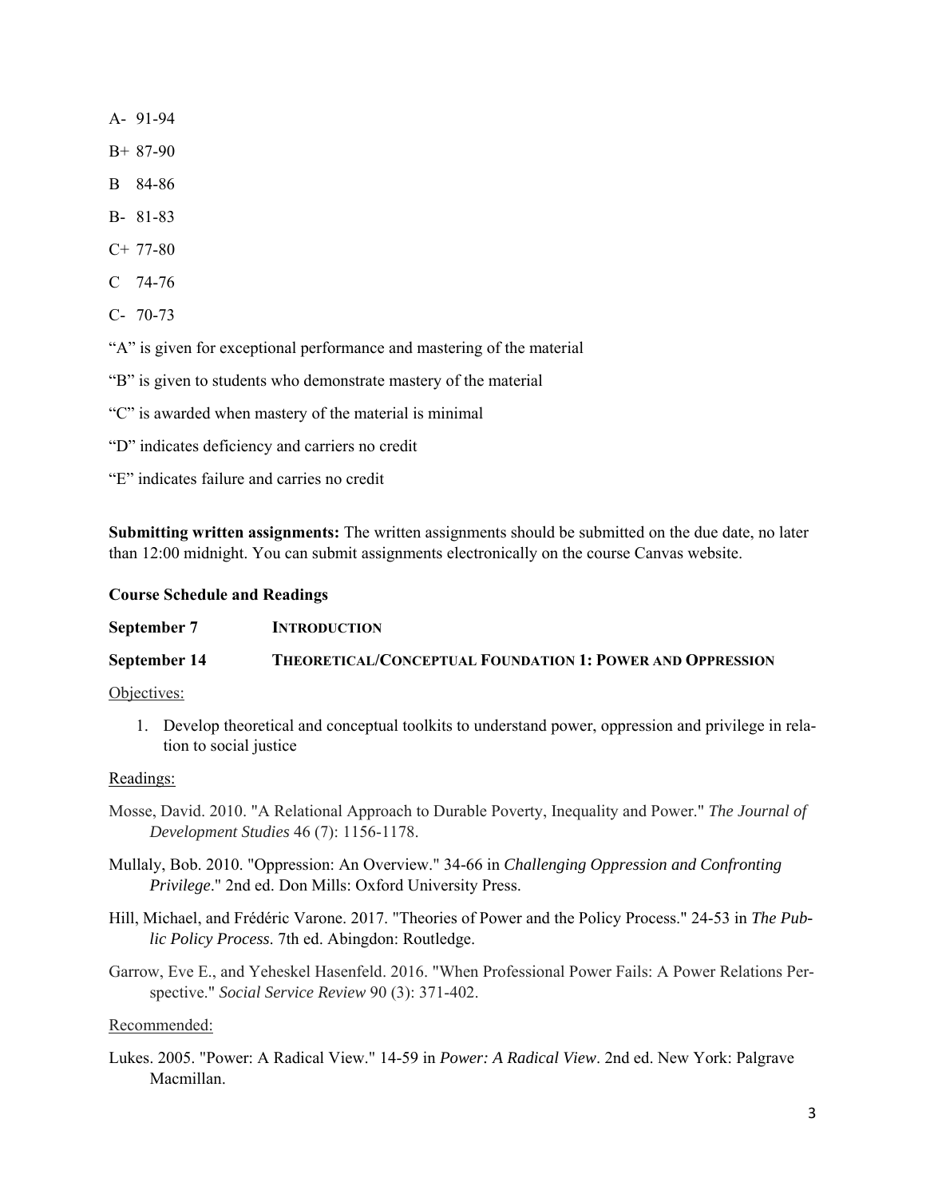A- 91-94

B+ 87-90

B 84-86

B- 81-83

C+ 77-80

C 74-76

C- 70-73

"A" is given for exceptional performance and mastering of the material

"B" is given to students who demonstrate mastery of the material

"C" is awarded when mastery of the material is minimal

"D" indicates deficiency and carriers no credit

"E" indicates failure and carries no credit

**Submitting written assignments:** The written assignments should be submitted on the due date, no later than 12:00 midnight. You can submit assignments electronically on the course Canvas website.

**Course Schedule and Readings**

**September 7** **INTRODUCTION**

**September 14** **THEORETICAL/CONCEPTUAL FOUNDATION 1: POWER AND OPPRESSION**

Objectives:

1. Develop theoretical and conceptual toolkits to understand power, oppression and privilege in relation to social justice

Readings:

Mosse, David. 2010. "A Relational Approach to Durable Poverty, Inequality and Power." *The Journal of Development Studies* 46 (7): 1156-1178.

Mullaly, Bob. 2010. "Oppression: An Overview." 34-66 in *Challenging Oppression and Confronting Privilege*." 2nd ed. Don Mills: Oxford University Press.

Hill, Michael, and Frédéric Varone. 2017. "Theories of Power and the Policy Process." 24-53 in *The Public Policy Process*. 7th ed. Abingdon: Routledge.

Garrow, Eve E., and Yeheskel Hasenfeld. 2016. "When Professional Power Fails: A Power Relations Perspective." *Social Service Review* 90 (3): 371-402.

Recommended:

Lukes. 2005. "Power: A Radical View." 14-59 in *Power: A Radical View*. 2nd ed. New York: Palgrave Macmillan.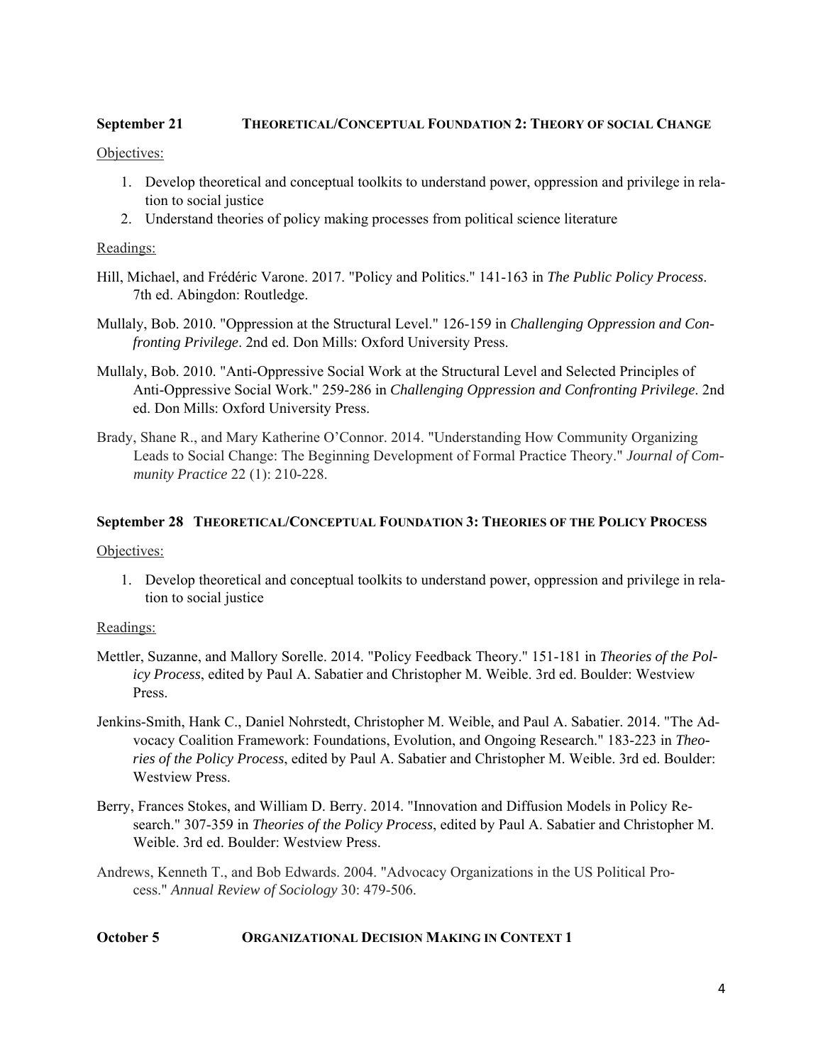### September 21 THEORETICAL/CONCEPTUAL FOUNDATION 2: THEORY OF SOCIAL CHANGE

Objectives:

1. Develop theoretical and conceptual toolkits to understand power, oppression and privilege in relation to social justice
2. Understand theories of policy making processes from political science literature

Readings:

Hill, Michael, and Frédéric Varone. 2017. "Policy and Politics." 141-163 in *The Public Policy Process*. 7th ed. Abingdon: Routledge.

Mullaly, Bob. 2010. "Oppression at the Structural Level." 126-159 in *Challenging Oppression and Confronting Privilege*. 2nd ed. Don Mills: Oxford University Press.

Mullaly, Bob. 2010. "Anti-Oppressive Social Work at the Structural Level and Selected Principles of Anti-Oppressive Social Work." 259-286 in *Challenging Oppression and Confronting Privilege*. 2nd ed. Don Mills: Oxford University Press.

Brady, Shane R., and Mary Katherine O'Connor. 2014. "Understanding How Community Organizing Leads to Social Change: The Beginning Development of Formal Practice Theory." *Journal of Community Practice* 22 (1): 210-228.

### September 28 THEORETICAL/CONCEPTUAL FOUNDATION 3: THEORIES OF THE POLICY PROCESS

Objectives:

1. Develop theoretical and conceptual toolkits to understand power, oppression and privilege in relation to social justice

Readings:

Mettler, Suzanne, and Mallory Sorelle. 2014. "Policy Feedback Theory." 151-181 in *Theories of the Policy Process*, edited by Paul A. Sabatier and Christopher M. Weible. 3rd ed. Boulder: Westview Press.

Jenkins-Smith, Hank C., Daniel Nohrstedt, Christopher M. Weible, and Paul A. Sabatier. 2014. "The Advocacy Coalition Framework: Foundations, Evolution, and Ongoing Research." 183-223 in *Theories of the Policy Process*, edited by Paul A. Sabatier and Christopher M. Weible. 3rd ed. Boulder: Westview Press.

Berry, Frances Stokes, and William D. Berry. 2014. "Innovation and Diffusion Models in Policy Research." 307-359 in *Theories of the Policy Process*, edited by Paul A. Sabatier and Christopher M. Weible. 3rd ed. Boulder: Westview Press.

Andrews, Kenneth T., and Bob Edwards. 2004. "Advocacy Organizations in the US Political Process." *Annual Review of Sociology* 30: 479-506.

### October 5 ORGANIZATIONAL DECISION MAKING IN CONTEXT 1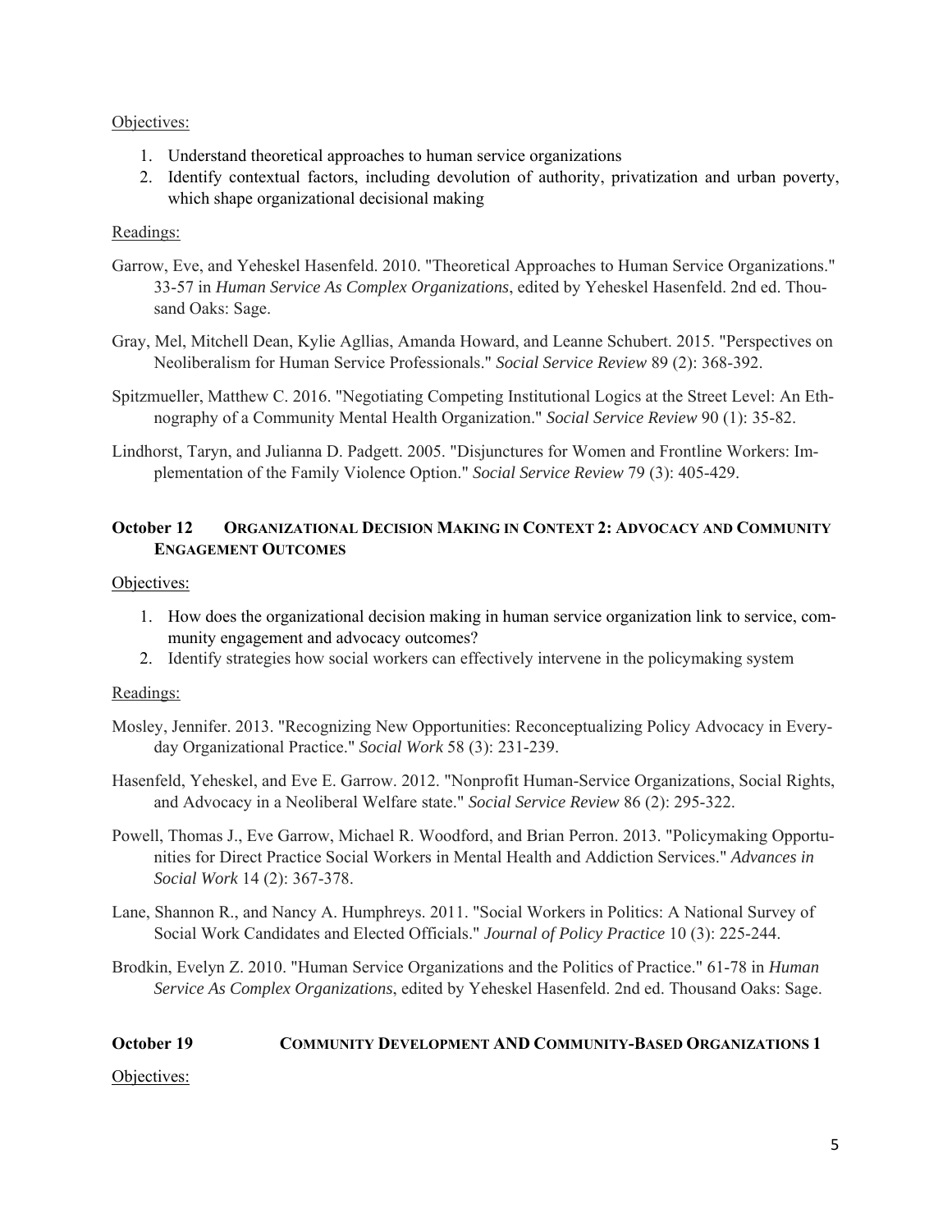Objectives:

1. Understand theoretical approaches to human service organizations
2. Identify contextual factors, including devolution of authority, privatization and urban poverty, which shape organizational decisional making

Readings:

Garrow, Eve, and Yeheskel Hasenfeld. 2010. "Theoretical Approaches to Human Service Organizations." 33-57 in *Human Service As Complex Organizations*, edited by Yeheskel Hasenfeld. 2nd ed. Thousand Oaks: Sage.

Gray, Mel, Mitchell Dean, Kylie Agllias, Amanda Howard, and Leanne Schubert. 2015. "Perspectives on Neoliberalism for Human Service Professionals." *Social Service Review* 89 (2): 368-392.

Spitzmueller, Matthew C. 2016. "Negotiating Competing Institutional Logics at the Street Level: An Ethnography of a Community Mental Health Organization." *Social Service Review* 90 (1): 35-82.

Lindhorst, Taryn, and Julianna D. Padgett. 2005. "Disjunctures for Women and Frontline Workers: Implementation of the Family Violence Option." *Social Service Review* 79 (3): 405-429.

## October 12 ORGANIZATIONAL DECISION MAKING IN CONTEXT 2: ADVOCACY AND COMMUNITY ENGAGEMENT OUTCOMES

Objectives:

1. How does the organizational decision making in human service organization link to service, community engagement and advocacy outcomes?
2. Identify strategies how social workers can effectively intervene in the policymaking system

Readings:

Mosley, Jennifer. 2013. "Recognizing New Opportunities: Reconceptualizing Policy Advocacy in Everyday Organizational Practice." *Social Work* 58 (3): 231-239.

Hasenfeld, Yeheskel, and Eve E. Garrow. 2012. "Nonprofit Human-Service Organizations, Social Rights, and Advocacy in a Neoliberal Welfare state." *Social Service Review* 86 (2): 295-322.

Powell, Thomas J., Eve Garrow, Michael R. Woodford, and Brian Perron. 2013. "Policymaking Opportunities for Direct Practice Social Workers in Mental Health and Addiction Services." *Advances in Social Work* 14 (2): 367-378.

Lane, Shannon R., and Nancy A. Humphreys. 2011. "Social Workers in Politics: A National Survey of Social Work Candidates and Elected Officials." *Journal of Policy Practice* 10 (3): 225-244.

Brodkin, Evelyn Z. 2010. "Human Service Organizations and the Politics of Practice." 61-78 in *Human Service As Complex Organizations*, edited by Yeheskel Hasenfeld. 2nd ed. Thousand Oaks: Sage.

## October 19 COMMUNITY DEVELOPMENT AND COMMUNITY-BASED ORGANIZATIONS 1

Objectives: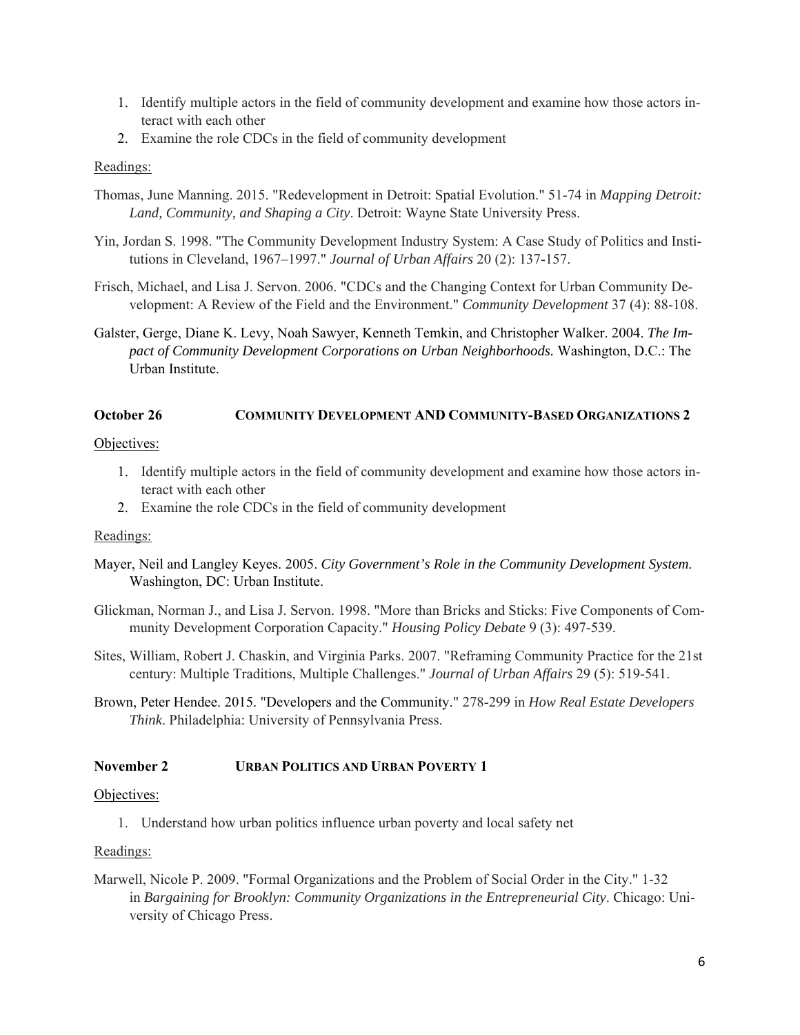1. Identify multiple actors in the field of community development and examine how those actors interact with each other
2. Examine the role CDCs in the field of community development

Readings:

Thomas, June Manning. 2015. "Redevelopment in Detroit: Spatial Evolution." 51-74 in *Mapping Detroit: Land, Community, and Shaping a City*. Detroit: Wayne State University Press.

Yin, Jordan S. 1998. "The Community Development Industry System: A Case Study of Politics and Institutions in Cleveland, 1967–1997." *Journal of Urban Affairs* 20 (2): 137-157.

Frisch, Michael, and Lisa J. Servon. 2006. "CDCs and the Changing Context for Urban Community Development: A Review of the Field and the Environment." *Community Development* 37 (4): 88-108.

Galster, Gerge, Diane K. Levy, Noah Sawyer, Kenneth Temkin, and Christopher Walker. 2004. *The Impact of Community Development Corporations on Urban Neighborhoods.* Washington, D.C.: The Urban Institute.

### October 26 COMMUNITY DEVELOPMENT AND COMMUNITY-BASED ORGANIZATIONS 2

Objectives:

1. Identify multiple actors in the field of community development and examine how those actors interact with each other
2. Examine the role CDCs in the field of community development

Readings:

Mayer, Neil and Langley Keyes. 2005. *City Government's Role in the Community Development System*. Washington, DC: Urban Institute.

Glickman, Norman J., and Lisa J. Servon. 1998. "More than Bricks and Sticks: Five Components of Community Development Corporation Capacity." *Housing Policy Debate* 9 (3): 497-539.

Sites, William, Robert J. Chaskin, and Virginia Parks. 2007. "Reframing Community Practice for the 21st century: Multiple Traditions, Multiple Challenges." *Journal of Urban Affairs* 29 (5): 519-541.

Brown, Peter Hendee. 2015. "Developers and the Community." 278-299 in *How Real Estate Developers Think*. Philadelphia: University of Pennsylvania Press.

### November 2 URBAN POLITICS AND URBAN POVERTY 1

Objectives:

1. Understand how urban politics influence urban poverty and local safety net

Readings:

Marwell, Nicole P. 2009. "Formal Organizations and the Problem of Social Order in the City." 1-32 in *Bargaining for Brooklyn: Community Organizations in the Entrepreneurial City*. Chicago: University of Chicago Press.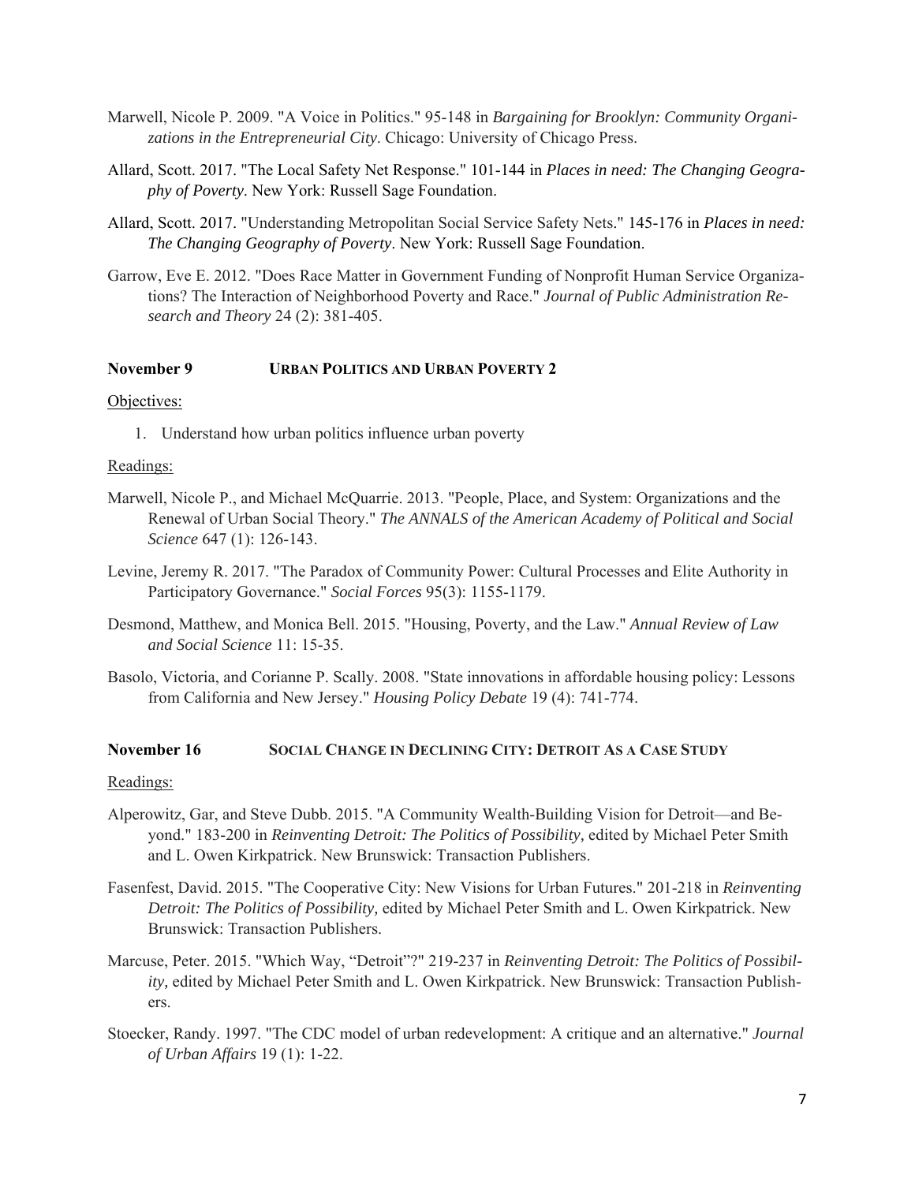Marwell, Nicole P. 2009. "A Voice in Politics." 95-148 in *Bargaining for Brooklyn: Community Organizations in the Entrepreneurial City*. Chicago: University of Chicago Press.

Allard, Scott. 2017. "The Local Safety Net Response." 101-144 in *Places in need: The Changing Geography of Poverty*. New York: Russell Sage Foundation.

Allard, Scott. 2017. "Understanding Metropolitan Social Service Safety Nets." 145-176 in *Places in need: The Changing Geography of Poverty*. New York: Russell Sage Foundation.

Garrow, Eve E. 2012. "Does Race Matter in Government Funding of Nonprofit Human Service Organizations? The Interaction of Neighborhood Poverty and Race." *Journal of Public Administration Research and Theory* 24 (2): 381-405.

### November 9 — URBAN POLITICS AND URBAN POVERTY 2

Objectives:

1. Understand how urban politics influence urban poverty

Readings:

Marwell, Nicole P., and Michael McQuarrie. 2013. "People, Place, and System: Organizations and the Renewal of Urban Social Theory." *The ANNALS of the American Academy of Political and Social Science* 647 (1): 126-143.

Levine, Jeremy R. 2017. "The Paradox of Community Power: Cultural Processes and Elite Authority in Participatory Governance." *Social Forces* 95(3): 1155-1179.

Desmond, Matthew, and Monica Bell. 2015. "Housing, Poverty, and the Law." *Annual Review of Law and Social Science* 11: 15-35.

Basolo, Victoria, and Corianne P. Scally. 2008. "State innovations in affordable housing policy: Lessons from California and New Jersey." *Housing Policy Debate* 19 (4): 741-774.

### November 16 — SOCIAL CHANGE IN DECLINING CITY: DETROIT AS A CASE STUDY

Readings:

Alperowitz, Gar, and Steve Dubb. 2015. "A Community Wealth-Building Vision for Detroit—and Beyond." 183-200 in *Reinventing Detroit: The Politics of Possibility,* edited by Michael Peter Smith and L. Owen Kirkpatrick. New Brunswick: Transaction Publishers.

Fasenfest, David. 2015. "The Cooperative City: New Visions for Urban Futures." 201-218 in *Reinventing Detroit: The Politics of Possibility,* edited by Michael Peter Smith and L. Owen Kirkpatrick. New Brunswick: Transaction Publishers.

Marcuse, Peter. 2015. "Which Way, "Detroit"?" 219-237 in *Reinventing Detroit: The Politics of Possibility,* edited by Michael Peter Smith and L. Owen Kirkpatrick. New Brunswick: Transaction Publishers.

Stoecker, Randy. 1997. "The CDC model of urban redevelopment: A critique and an alternative." *Journal of Urban Affairs* 19 (1): 1-22.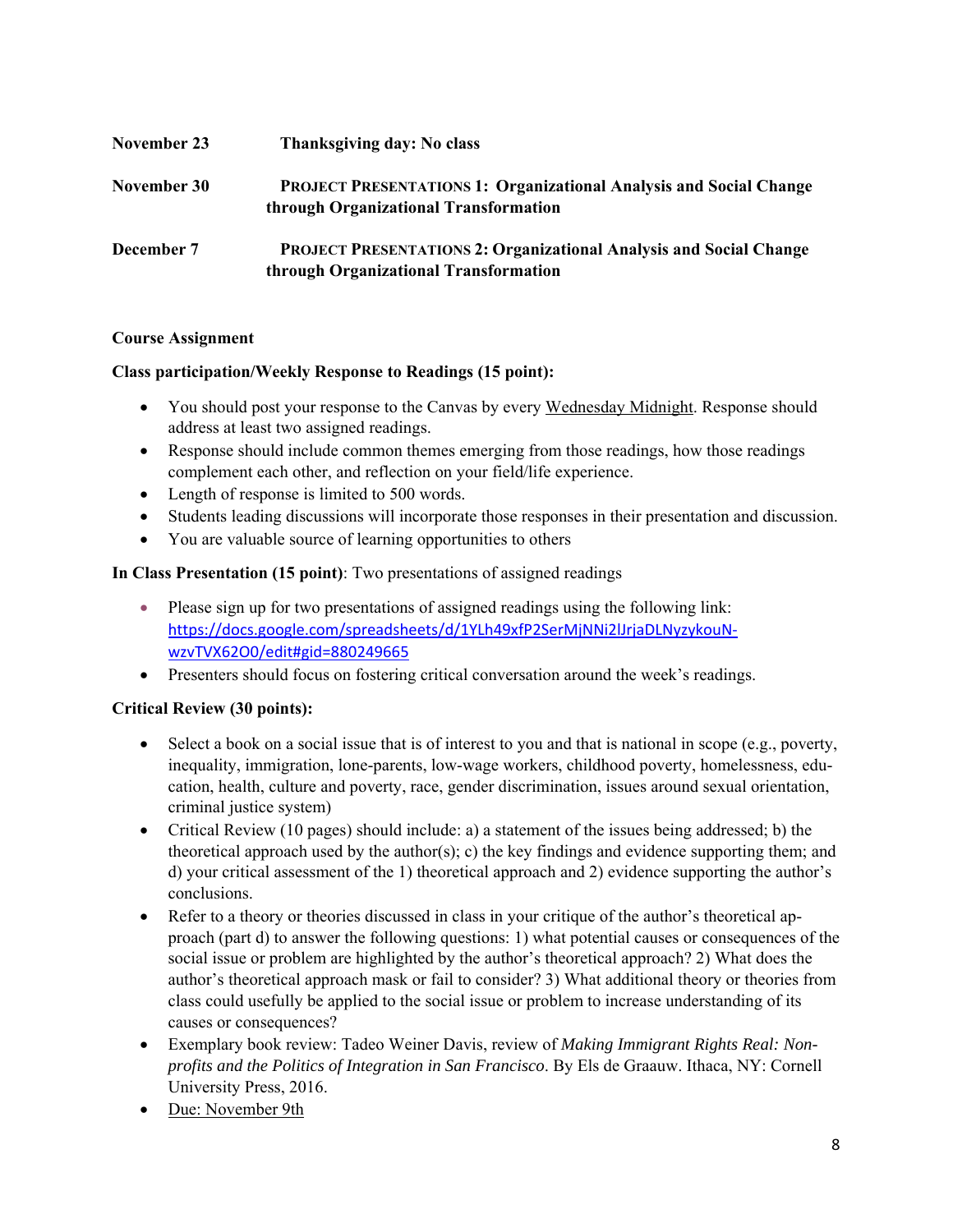**November 23** **Thanksgiving day: No class**

**November 30** **PROJECT PRESENTATIONS 1: Organizational Analysis and Social Change through Organizational Transformation**

**December 7** **PROJECT PRESENTATIONS 2: Organizational Analysis and Social Change through Organizational Transformation**

**Course Assignment**

**Class participation/Weekly Response to Readings (15 point):**

- You should post your response to the Canvas by every Wednesday Midnight. Response should address at least two assigned readings.
- Response should include common themes emerging from those readings, how those readings complement each other, and reflection on your field/life experience.
- Length of response is limited to 500 words.
- Students leading discussions will incorporate those responses in their presentation and discussion.
- You are valuable source of learning opportunities to others

**In Class Presentation (15 point)**: Two presentations of assigned readings

- Please sign up for two presentations of assigned readings using the following link: https://docs.google.com/spreadsheets/d/1YLh49xfP2SerMjNNi2lJrjaDLNyzykouN-wzvTVX62O0/edit#gid=880249665
- Presenters should focus on fostering critical conversation around the week's readings.

**Critical Review (30 points):**

- Select a book on a social issue that is of interest to you and that is national in scope (e.g., poverty, inequality, immigration, lone-parents, low-wage workers, childhood poverty, homelessness, education, health, culture and poverty, race, gender discrimination, issues around sexual orientation, criminal justice system)
- Critical Review (10 pages) should include: a) a statement of the issues being addressed; b) the theoretical approach used by the author(s); c) the key findings and evidence supporting them; and d) your critical assessment of the 1) theoretical approach and 2) evidence supporting the author's conclusions.
- Refer to a theory or theories discussed in class in your critique of the author's theoretical approach (part d) to answer the following questions: 1) what potential causes or consequences of the social issue or problem are highlighted by the author's theoretical approach? 2) What does the author's theoretical approach mask or fail to consider? 3) What additional theory or theories from class could usefully be applied to the social issue or problem to increase understanding of its causes or consequences?
- Exemplary book review: Tadeo Weiner Davis, review of *Making Immigrant Rights Real: Non-profits and the Politics of Integration in San Francisco*. By Els de Graauw. Ithaca, NY: Cornell University Press, 2016.
- Due: November 9th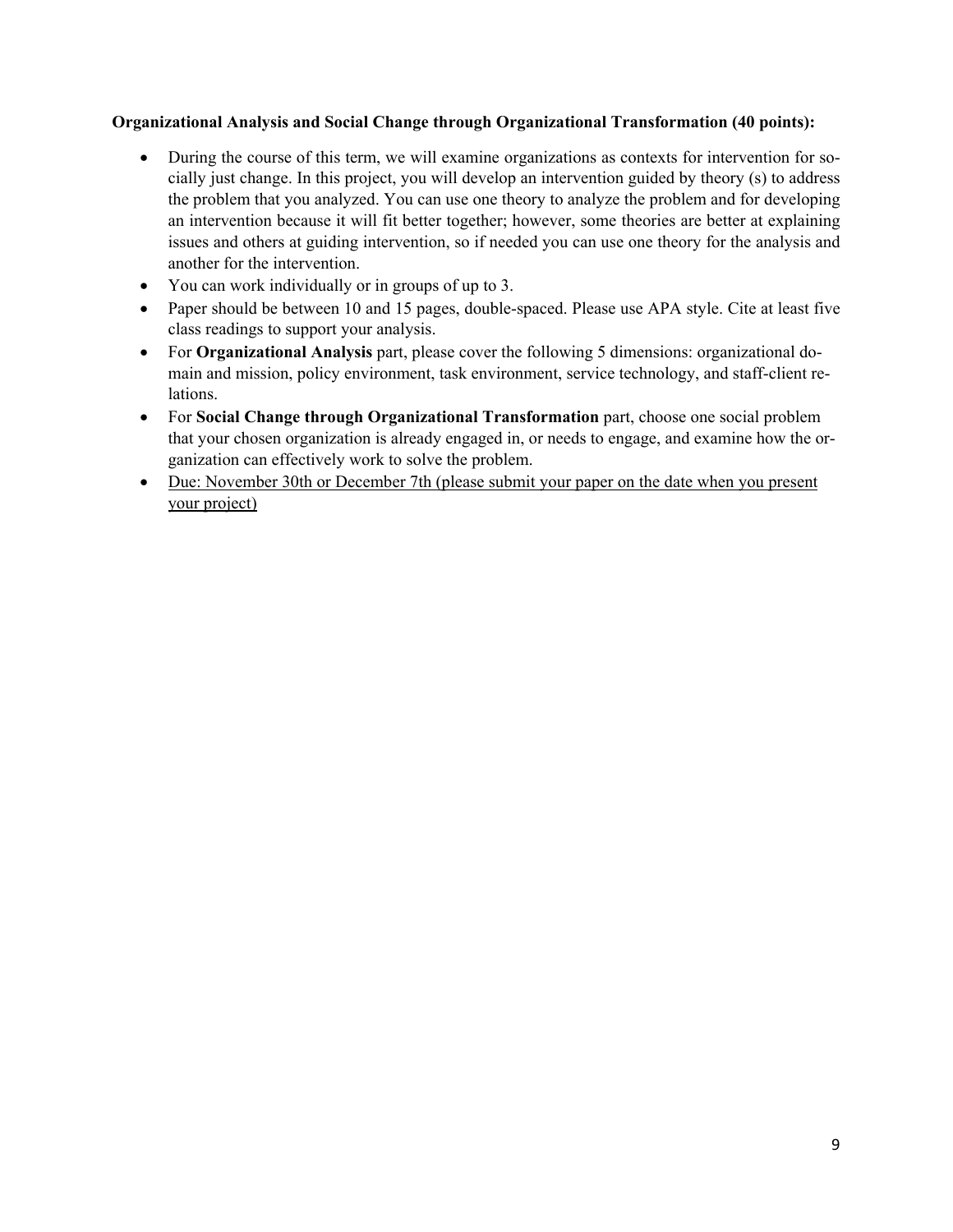**Organizational Analysis and Social Change through Organizational Transformation (40 points):**

- During the course of this term, we will examine organizations as contexts for intervention for socially just change. In this project, you will develop an intervention guided by theory (s) to address the problem that you analyzed. You can use one theory to analyze the problem and for developing an intervention because it will fit better together; however, some theories are better at explaining issues and others at guiding intervention, so if needed you can use one theory for the analysis and another for the intervention.
- You can work individually or in groups of up to 3.
- Paper should be between 10 and 15 pages, double-spaced. Please use APA style. Cite at least five class readings to support your analysis.
- For **Organizational Analysis** part, please cover the following 5 dimensions: organizational domain and mission, policy environment, task environment, service technology, and staff-client relations.
- For **Social Change through Organizational Transformation** part, choose one social problem that your chosen organization is already engaged in, or needs to engage, and examine how the organization can effectively work to solve the problem.
- <u>Due: November 30th or December 7th (please submit your paper on the date when you present your project)</u>